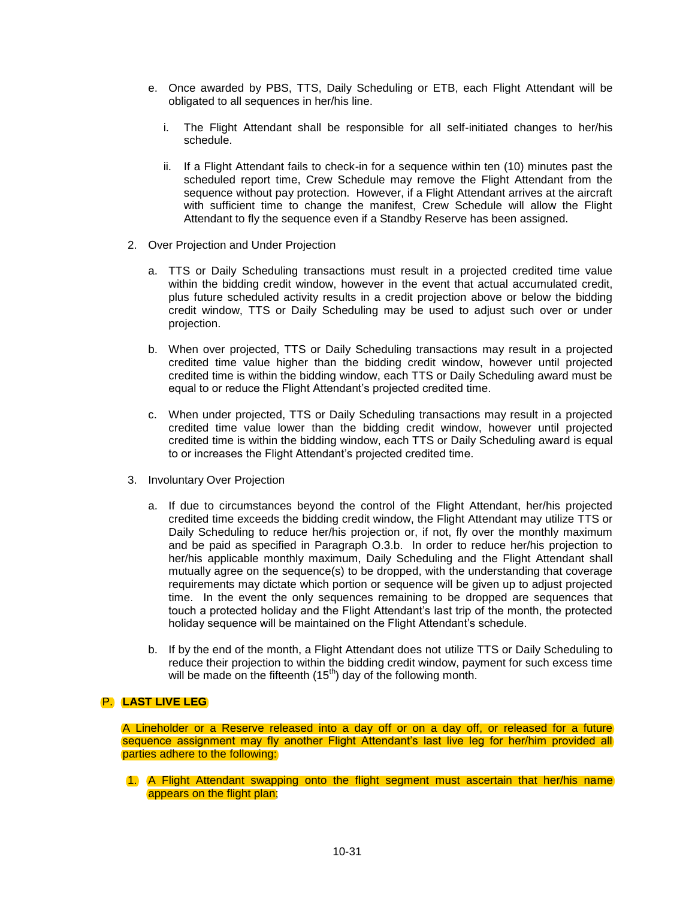e. Once awarded by PBS, TTS, Daily Scheduling or ETB, each Flight Attendant will be obligated to all sequences in her/his line.

   i. The Flight Attendant shall be responsible for all self-initiated changes to her/his schedule.

   ii. If a Flight Attendant fails to check-in for a sequence within ten (10) minutes past the scheduled report time, Crew Schedule may remove the Flight Attendant from the sequence without pay protection. However, if a Flight Attendant arrives at the aircraft with sufficient time to change the manifest, Crew Schedule will allow the Flight Attendant to fly the sequence even if a Standby Reserve has been assigned.

2. Over Projection and Under Projection

   a. TTS or Daily Scheduling transactions must result in a projected credited time value within the bidding credit window, however in the event that actual accumulated credit, plus future scheduled activity results in a credit projection above or below the bidding credit window, TTS or Daily Scheduling may be used to adjust such over or under projection.

   b. When over projected, TTS or Daily Scheduling transactions may result in a projected credited time value higher than the bidding credit window, however until projected credited time is within the bidding window, each TTS or Daily Scheduling award must be equal to or reduce the Flight Attendant's projected credited time.

   c. When under projected, TTS or Daily Scheduling transactions may result in a projected credited time value lower than the bidding credit window, however until projected credited time is within the bidding window, each TTS or Daily Scheduling award is equal to or increases the Flight Attendant's projected credited time.

3. Involuntary Over Projection

   a. If due to circumstances beyond the control of the Flight Attendant, her/his projected credited time exceeds the bidding credit window, the Flight Attendant may utilize TTS or Daily Scheduling to reduce her/his projection or, if not, fly over the monthly maximum and be paid as specified in Paragraph O.3.b. In order to reduce her/his projection to her/his applicable monthly maximum, Daily Scheduling and the Flight Attendant shall mutually agree on the sequence(s) to be dropped, with the understanding that coverage requirements may dictate which portion or sequence will be given up to adjust projected time. In the event the only sequences remaining to be dropped are sequences that touch a protected holiday and the Flight Attendant's last trip of the month, the protected holiday sequence will be maintained on the Flight Attendant's schedule.

   b. If by the end of the month, a Flight Attendant does not utilize TTS or Daily Scheduling to reduce their projection to within the bidding credit window, payment for such excess time will be made on the fifteenth (15th) day of the following month.

## P. LAST LIVE LEG

A Lineholder or a Reserve released into a day off or on a day off, or released for a future sequence assignment may fly another Flight Attendant's last live leg for her/him provided all parties adhere to the following:

1. A Flight Attendant swapping onto the flight segment must ascertain that her/his name appears on the flight plan;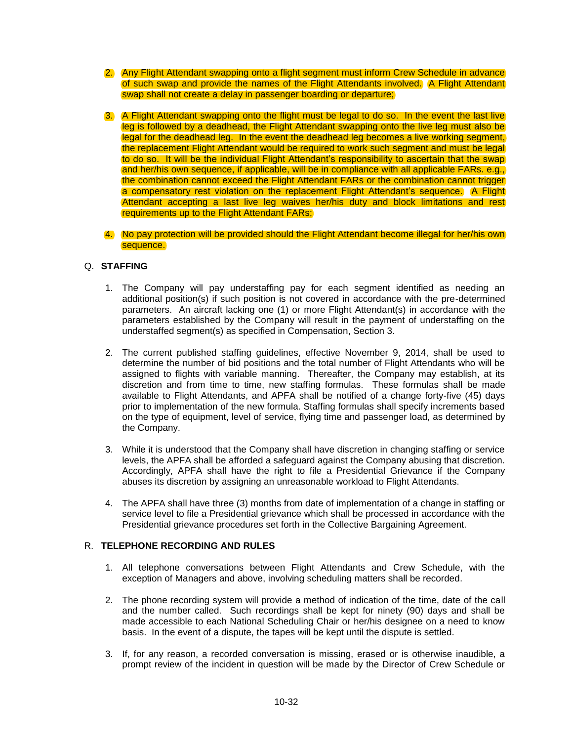2. Any Flight Attendant swapping onto a flight segment must inform Crew Schedule in advance of such swap and provide the names of the Flight Attendants involved. A Flight Attendant swap shall not create a delay in passenger boarding or departure;

3. A Flight Attendant swapping onto the flight must be legal to do so. In the event the last live leg is followed by a deadhead, the Flight Attendant swapping onto the live leg must also be legal for the deadhead leg. In the event the deadhead leg becomes a live working segment, the replacement Flight Attendant would be required to work such segment and must be legal to do so. It will be the individual Flight Attendant's responsibility to ascertain that the swap and her/his own sequence, if applicable, will be in compliance with all applicable FARs. e.g., the combination cannot exceed the Flight Attendant FARs or the combination cannot trigger a compensatory rest violation on the replacement Flight Attendant's sequence. A Flight Attendant accepting a last live leg waives her/his duty and block limitations and rest requirements up to the Flight Attendant FARs;

4. No pay protection will be provided should the Flight Attendant become illegal for her/his own sequence.

## Q. STAFFING

1. The Company will pay understaffing pay for each segment identified as needing an additional position(s) if such position is not covered in accordance with the pre-determined parameters. An aircraft lacking one (1) or more Flight Attendant(s) in accordance with the parameters established by the Company will result in the payment of understaffing on the understaffed segment(s) as specified in Compensation, Section 3.

2. The current published staffing guidelines, effective November 9, 2014, shall be used to determine the number of bid positions and the total number of Flight Attendants who will be assigned to flights with variable manning. Thereafter, the Company may establish, at its discretion and from time to time, new staffing formulas. These formulas shall be made available to Flight Attendants, and APFA shall be notified of a change forty-five (45) days prior to implementation of the new formula. Staffing formulas shall specify increments based on the type of equipment, level of service, flying time and passenger load, as determined by the Company.

3. While it is understood that the Company shall have discretion in changing staffing or service levels, the APFA shall be afforded a safeguard against the Company abusing that discretion. Accordingly, APFA shall have the right to file a Presidential Grievance if the Company abuses its discretion by assigning an unreasonable workload to Flight Attendants.

4. The APFA shall have three (3) months from date of implementation of a change in staffing or service level to file a Presidential grievance which shall be processed in accordance with the Presidential grievance procedures set forth in the Collective Bargaining Agreement.

## R. TELEPHONE RECORDING AND RULES

1. All telephone conversations between Flight Attendants and Crew Schedule, with the exception of Managers and above, involving scheduling matters shall be recorded.

2. The phone recording system will provide a method of indication of the time, date of the call and the number called. Such recordings shall be kept for ninety (90) days and shall be made accessible to each National Scheduling Chair or her/his designee on a need to know basis. In the event of a dispute, the tapes will be kept until the dispute is settled.

3. If, for any reason, a recorded conversation is missing, erased or is otherwise inaudible, a prompt review of the incident in question will be made by the Director of Crew Schedule or